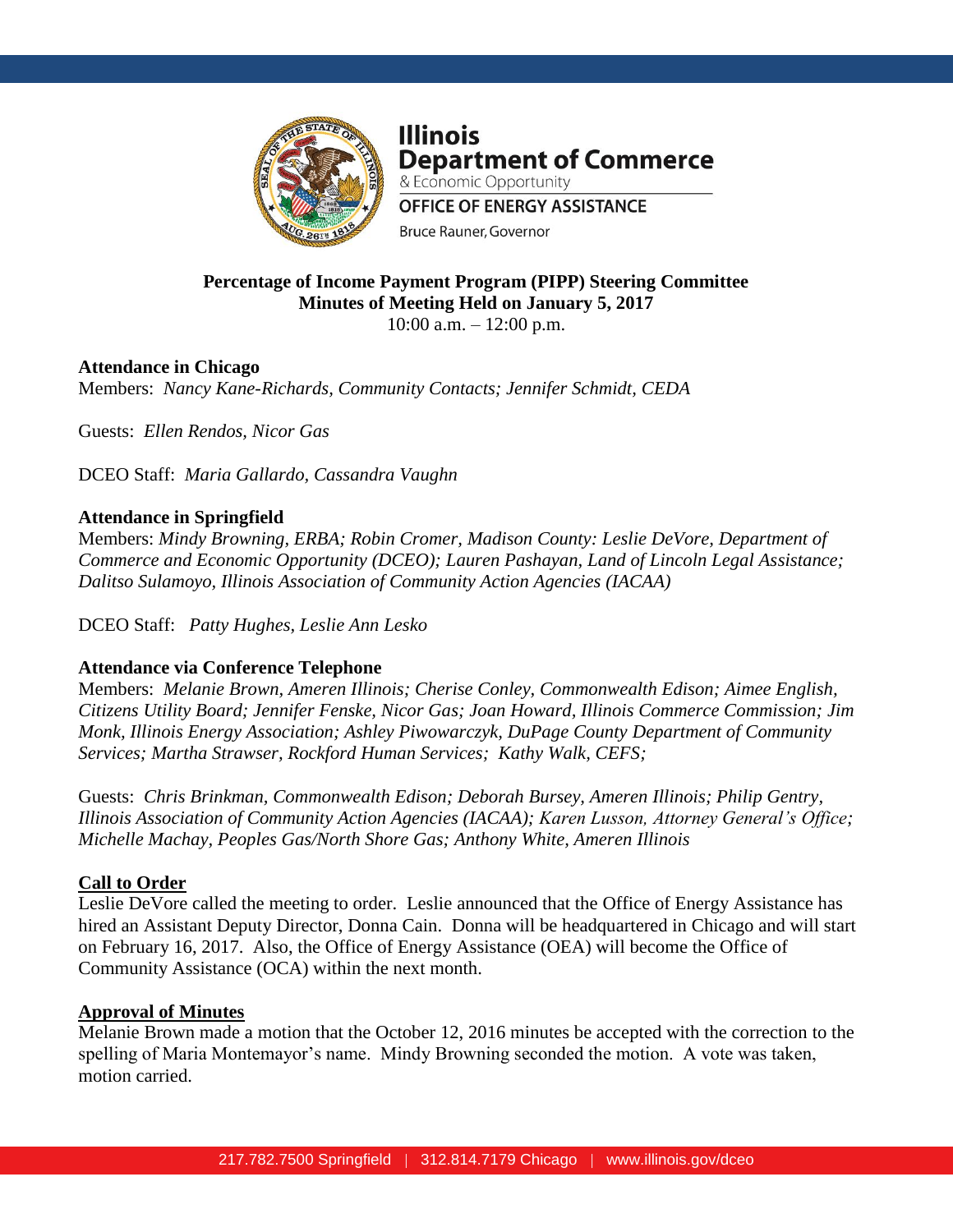**Illinois Department of Commerce**
& Economic Opportunity
OFFICE OF ENERGY ASSISTANCE
Bruce Rauner, Governor

# Percentage of Income Payment Program (PIPP) Steering Committee
## Minutes of Meeting Held on January 5, 2017

10:00 a.m. – 12:00 p.m.

**Attendance in Chicago**

Members: *Nancy Kane-Richards, Community Contacts; Jennifer Schmidt, CEDA*

Guests: *Ellen Rendos, Nicor Gas*

DCEO Staff: *Maria Gallardo, Cassandra Vaughn*

**Attendance in Springfield**

Members: *Mindy Browning, ERBA; Robin Cromer, Madison County: Leslie DeVore, Department of Commerce and Economic Opportunity (DCEO); Lauren Pashayan, Land of Lincoln Legal Assistance; Dalitso Sulamoyo, Illinois Association of Community Action Agencies (IACAA)*

DCEO Staff: *Patty Hughes, Leslie Ann Lesko*

**Attendance via Conference Telephone**

Members: *Melanie Brown, Ameren Illinois; Cherise Conley, Commonwealth Edison; Aimee English, Citizens Utility Board; Jennifer Fenske, Nicor Gas; Joan Howard, Illinois Commerce Commission; Jim Monk, Illinois Energy Association; Ashley Piwowarczyk, DuPage County Department of Community Services; Martha Strawser, Rockford Human Services; Kathy Walk, CEFS;*

Guests: *Chris Brinkman, Commonwealth Edison; Deborah Bursey, Ameren Illinois; Philip Gentry, Illinois Association of Community Action Agencies (IACAA); Karen Lusson, Attorney General's Office; Michelle Machay, Peoples Gas/North Shore Gas; Anthony White, Ameren Illinois*

**Call to Order**

Leslie DeVore called the meeting to order. Leslie announced that the Office of Energy Assistance has hired an Assistant Deputy Director, Donna Cain. Donna will be headquartered in Chicago and will start on February 16, 2017. Also, the Office of Energy Assistance (OEA) will become the Office of Community Assistance (OCA) within the next month.

**Approval of Minutes**

Melanie Brown made a motion that the October 12, 2016 minutes be accepted with the correction to the spelling of Maria Montemayor's name. Mindy Browning seconded the motion. A vote was taken, motion carried.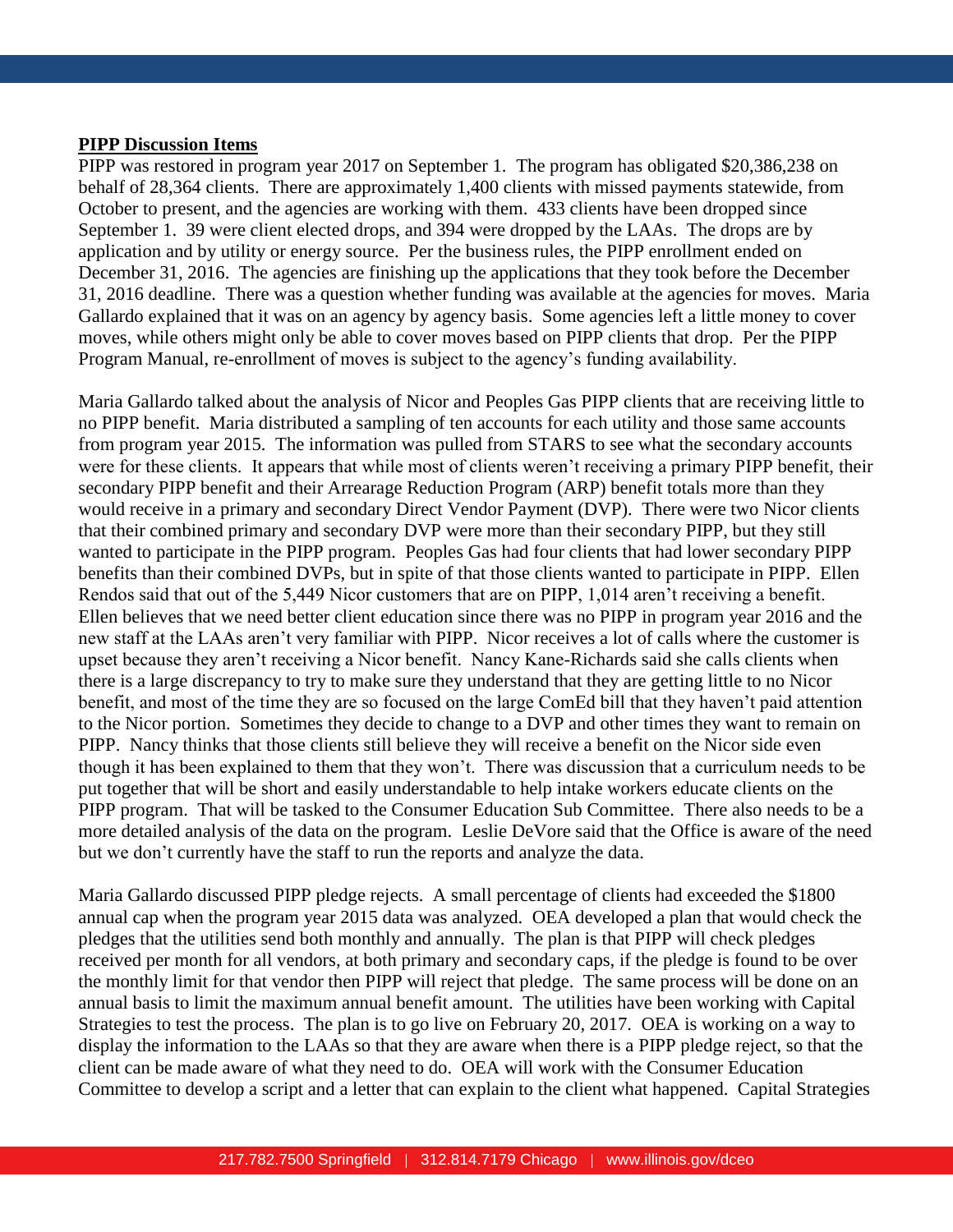**PIPP Discussion Items**

PIPP was restored in program year 2017 on September 1. The program has obligated $20,386,238 on behalf of 28,364 clients. There are approximately 1,400 clients with missed payments statewide, from October to present, and the agencies are working with them. 433 clients have been dropped since September 1. 39 were client elected drops, and 394 were dropped by the LAAs. The drops are by application and by utility or energy source. Per the business rules, the PIPP enrollment ended on December 31, 2016. The agencies are finishing up the applications that they took before the December 31, 2016 deadline. There was a question whether funding was available at the agencies for moves. Maria Gallardo explained that it was on an agency by agency basis. Some agencies left a little money to cover moves, while others might only be able to cover moves based on PIPP clients that drop. Per the PIPP Program Manual, re-enrollment of moves is subject to the agency's funding availability.

Maria Gallardo talked about the analysis of Nicor and Peoples Gas PIPP clients that are receiving little to no PIPP benefit. Maria distributed a sampling of ten accounts for each utility and those same accounts from program year 2015. The information was pulled from STARS to see what the secondary accounts were for these clients. It appears that while most of clients weren't receiving a primary PIPP benefit, their secondary PIPP benefit and their Arrearage Reduction Program (ARP) benefit totals more than they would receive in a primary and secondary Direct Vendor Payment (DVP). There were two Nicor clients that their combined primary and secondary DVP were more than their secondary PIPP, but they still wanted to participate in the PIPP program. Peoples Gas had four clients that had lower secondary PIPP benefits than their combined DVPs, but in spite of that those clients wanted to participate in PIPP. Ellen Rendos said that out of the 5,449 Nicor customers that are on PIPP, 1,014 aren't receiving a benefit. Ellen believes that we need better client education since there was no PIPP in program year 2016 and the new staff at the LAAs aren't very familiar with PIPP. Nicor receives a lot of calls where the customer is upset because they aren't receiving a Nicor benefit. Nancy Kane-Richards said she calls clients when there is a large discrepancy to try to make sure they understand that they are getting little to no Nicor benefit, and most of the time they are so focused on the large ComEd bill that they haven't paid attention to the Nicor portion. Sometimes they decide to change to a DVP and other times they want to remain on PIPP. Nancy thinks that those clients still believe they will receive a benefit on the Nicor side even though it has been explained to them that they won't. There was discussion that a curriculum needs to be put together that will be short and easily understandable to help intake workers educate clients on the PIPP program. That will be tasked to the Consumer Education Sub Committee. There also needs to be a more detailed analysis of the data on the program. Leslie DeVore said that the Office is aware of the need but we don't currently have the staff to run the reports and analyze the data.

Maria Gallardo discussed PIPP pledge rejects. A small percentage of clients had exceeded the $1800 annual cap when the program year 2015 data was analyzed. OEA developed a plan that would check the pledges that the utilities send both monthly and annually. The plan is that PIPP will check pledges received per month for all vendors, at both primary and secondary caps, if the pledge is found to be over the monthly limit for that vendor then PIPP will reject that pledge. The same process will be done on an annual basis to limit the maximum annual benefit amount. The utilities have been working with Capital Strategies to test the process. The plan is to go live on February 20, 2017. OEA is working on a way to display the information to the LAAs so that they are aware when there is a PIPP pledge reject, so that the client can be made aware of what they need to do. OEA will work with the Consumer Education Committee to develop a script and a letter that can explain to the client what happened. Capital Strategies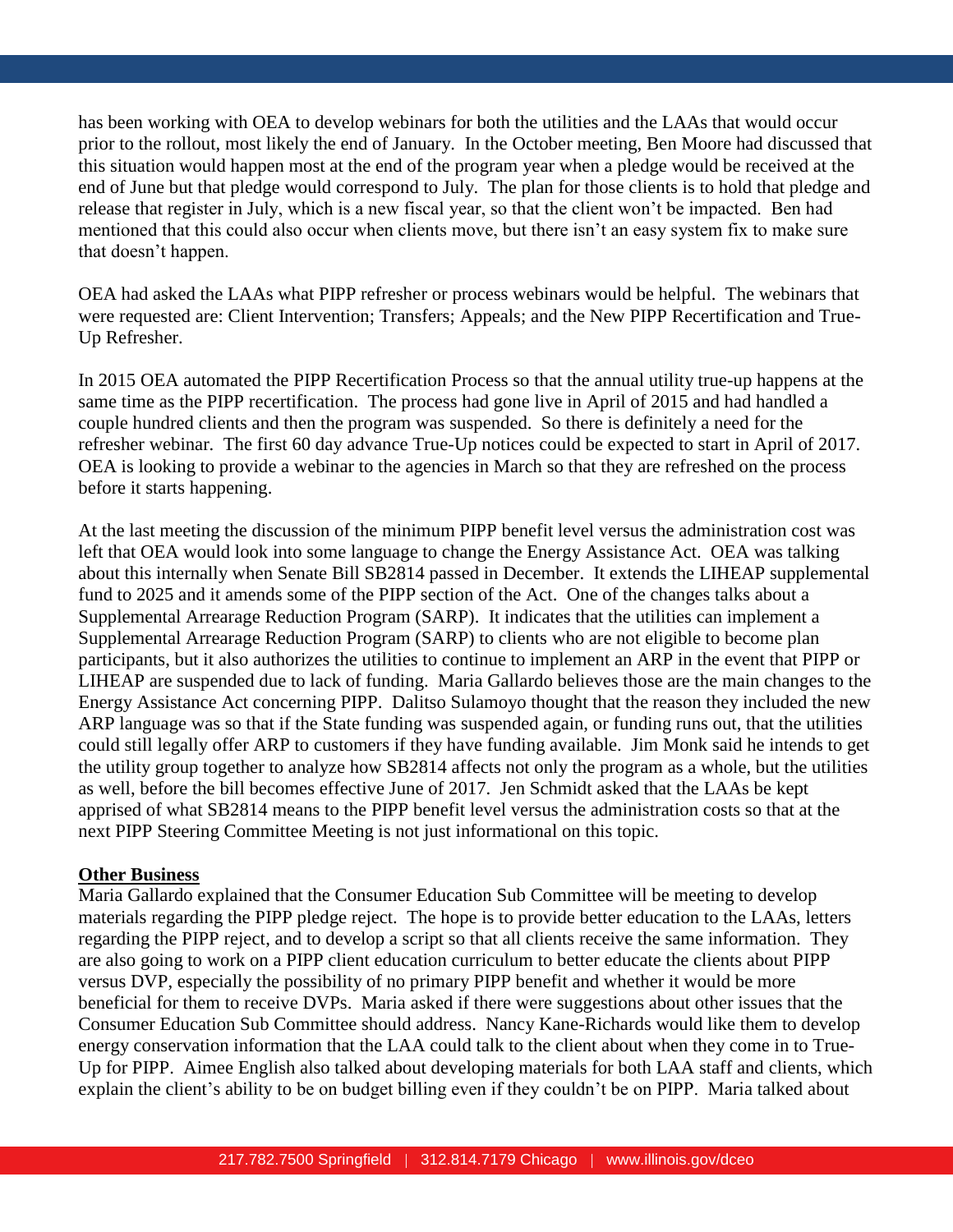has been working with OEA to develop webinars for both the utilities and the LAAs that would occur prior to the rollout, most likely the end of January. In the October meeting, Ben Moore had discussed that this situation would happen most at the end of the program year when a pledge would be received at the end of June but that pledge would correspond to July. The plan for those clients is to hold that pledge and release that register in July, which is a new fiscal year, so that the client won't be impacted. Ben had mentioned that this could also occur when clients move, but there isn't an easy system fix to make sure that doesn't happen.

OEA had asked the LAAs what PIPP refresher or process webinars would be helpful. The webinars that were requested are: Client Intervention; Transfers; Appeals; and the New PIPP Recertification and True-Up Refresher.

In 2015 OEA automated the PIPP Recertification Process so that the annual utility true-up happens at the same time as the PIPP recertification. The process had gone live in April of 2015 and had handled a couple hundred clients and then the program was suspended. So there is definitely a need for the refresher webinar. The first 60 day advance True-Up notices could be expected to start in April of 2017. OEA is looking to provide a webinar to the agencies in March so that they are refreshed on the process before it starts happening.

At the last meeting the discussion of the minimum PIPP benefit level versus the administration cost was left that OEA would look into some language to change the Energy Assistance Act. OEA was talking about this internally when Senate Bill SB2814 passed in December. It extends the LIHEAP supplemental fund to 2025 and it amends some of the PIPP section of the Act. One of the changes talks about a Supplemental Arrearage Reduction Program (SARP). It indicates that the utilities can implement a Supplemental Arrearage Reduction Program (SARP) to clients who are not eligible to become plan participants, but it also authorizes the utilities to continue to implement an ARP in the event that PIPP or LIHEAP are suspended due to lack of funding. Maria Gallardo believes those are the main changes to the Energy Assistance Act concerning PIPP. Dalitso Sulamoyo thought that the reason they included the new ARP language was so that if the State funding was suspended again, or funding runs out, that the utilities could still legally offer ARP to customers if they have funding available. Jim Monk said he intends to get the utility group together to analyze how SB2814 affects not only the program as a whole, but the utilities as well, before the bill becomes effective June of 2017. Jen Schmidt asked that the LAAs be kept apprised of what SB2814 means to the PIPP benefit level versus the administration costs so that at the next PIPP Steering Committee Meeting is not just informational on this topic.

**Other Business**

Maria Gallardo explained that the Consumer Education Sub Committee will be meeting to develop materials regarding the PIPP pledge reject. The hope is to provide better education to the LAAs, letters regarding the PIPP reject, and to develop a script so that all clients receive the same information. They are also going to work on a PIPP client education curriculum to better educate the clients about PIPP versus DVP, especially the possibility of no primary PIPP benefit and whether it would be more beneficial for them to receive DVPs. Maria asked if there were suggestions about other issues that the Consumer Education Sub Committee should address. Nancy Kane-Richards would like them to develop energy conservation information that the LAA could talk to the client about when they come in to True-Up for PIPP. Aimee English also talked about developing materials for both LAA staff and clients, which explain the client's ability to be on budget billing even if they couldn't be on PIPP. Maria talked about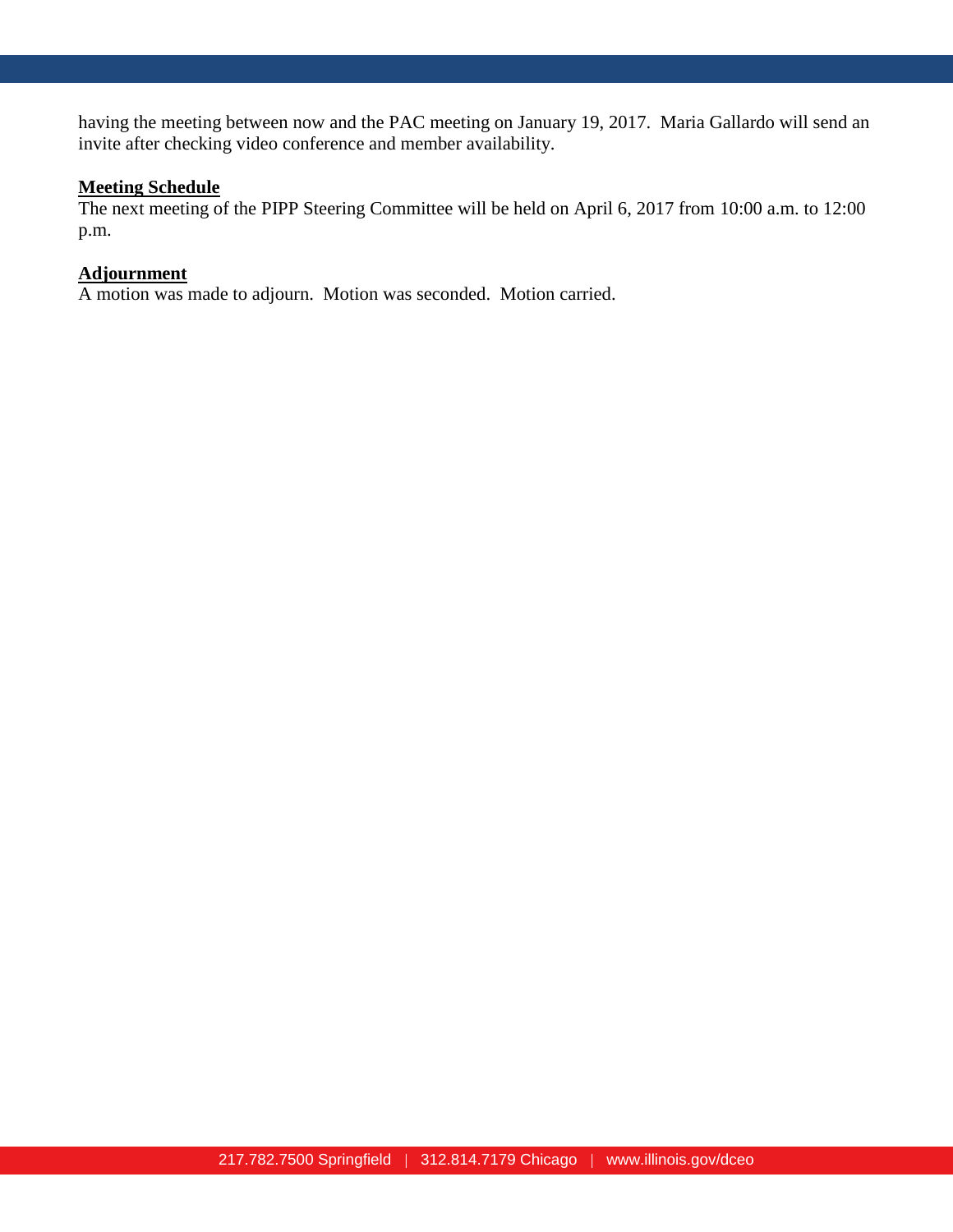having the meeting between now and the PAC meeting on January 19, 2017. Maria Gallardo will send an invite after checking video conference and member availability.

**Meeting Schedule**

The next meeting of the PIPP Steering Committee will be held on April 6, 2017 from 10:00 a.m. to 12:00 p.m.

**Adjournment**

A motion was made to adjourn. Motion was seconded. Motion carried.